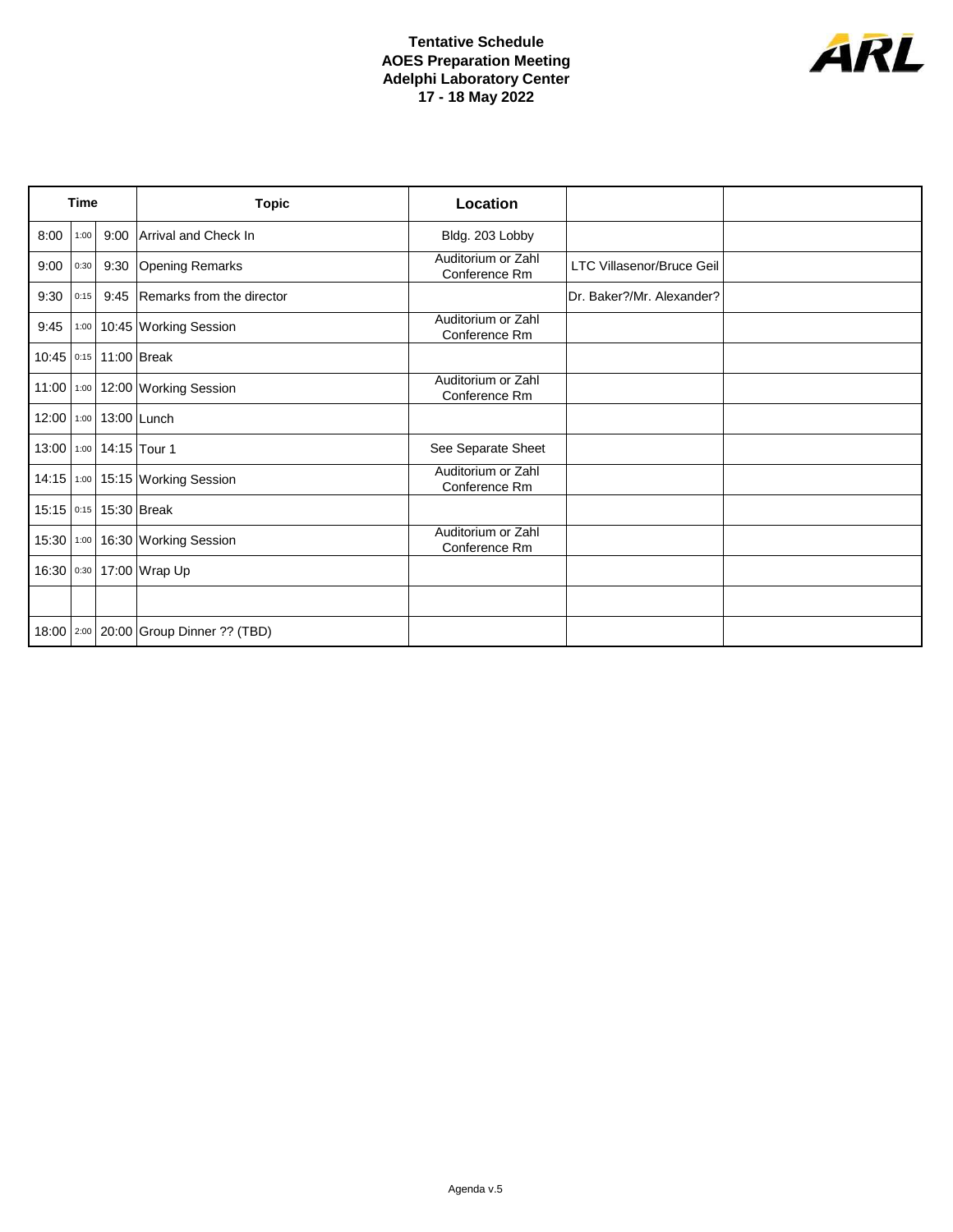**Tentative Schedule**
**AOES Preparation Meeting**
**Adelphi Laboratory Center**
**17 - 18 May 2022**

ARL

| Time | | | Topic | Location | | |
|---|---|---|---|---|---|---|
| 8:00 | 1:00 | 9:00 | Arrival and Check In | Bldg. 203 Lobby | | |
| 9:00 | 0:30 | 9:30 | Opening Remarks | Auditorium or Zahl Conference Rm | LTC Villasenor/Bruce Geil | |
| 9:30 | 0:15 | 9:45 | Remarks from the director | | Dr. Baker?/Mr. Alexander? | |
| 9:45 | 1:00 | 10:45 | Working Session | Auditorium or Zahl Conference Rm | | |
| 10:45 | 0:15 | 11:00 | Break | | | |
| 11:00 | 1:00 | 12:00 | Working Session | Auditorium or Zahl Conference Rm | | |
| 12:00 | 1:00 | 13:00 | Lunch | | | |
| 13:00 | 1:00 | 14:15 | Tour 1 | See Separate Sheet | | |
| 14:15 | 1:00 | 15:15 | Working Session | Auditorium or Zahl Conference Rm | | |
| 15:15 | 0:15 | 15:30 | Break | | | |
| 15:30 | 1:00 | 16:30 | Working Session | Auditorium or Zahl Conference Rm | | |
| 16:30 | 0:30 | 17:00 | Wrap Up | | | |
| | | | | | | |
| 18:00 | 2:00 | 20:00 | Group Dinner ?? (TBD) | | | |

Agenda v.5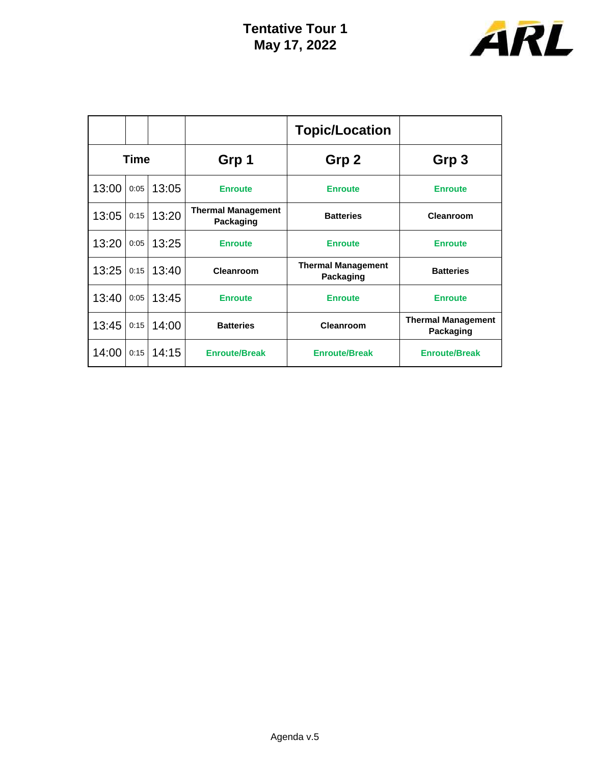# Tentative Tour 1
## May 17, 2022

| | | | | Topic/Location | |
|---|---|---|---|---|---|
| Time | | | Grp 1 | Grp 2 | Grp 3 |
| 13:00 | 0:05 | 13:05 | Enroute | Enroute | Enroute |
| 13:05 | 0:15 | 13:20 | Thermal Management Packaging | Batteries | Cleanroom |
| 13:20 | 0:05 | 13:25 | Enroute | Enroute | Enroute |
| 13:25 | 0:15 | 13:40 | Cleanroom | Thermal Management Packaging | Batteries |
| 13:40 | 0:05 | 13:45 | Enroute | Enroute | Enroute |
| 13:45 | 0:15 | 14:00 | Batteries | Cleanroom | Thermal Management Packaging |
| 14:00 | 0:15 | 14:15 | Enroute/Break | Enroute/Break | Enroute/Break |

Agenda v.5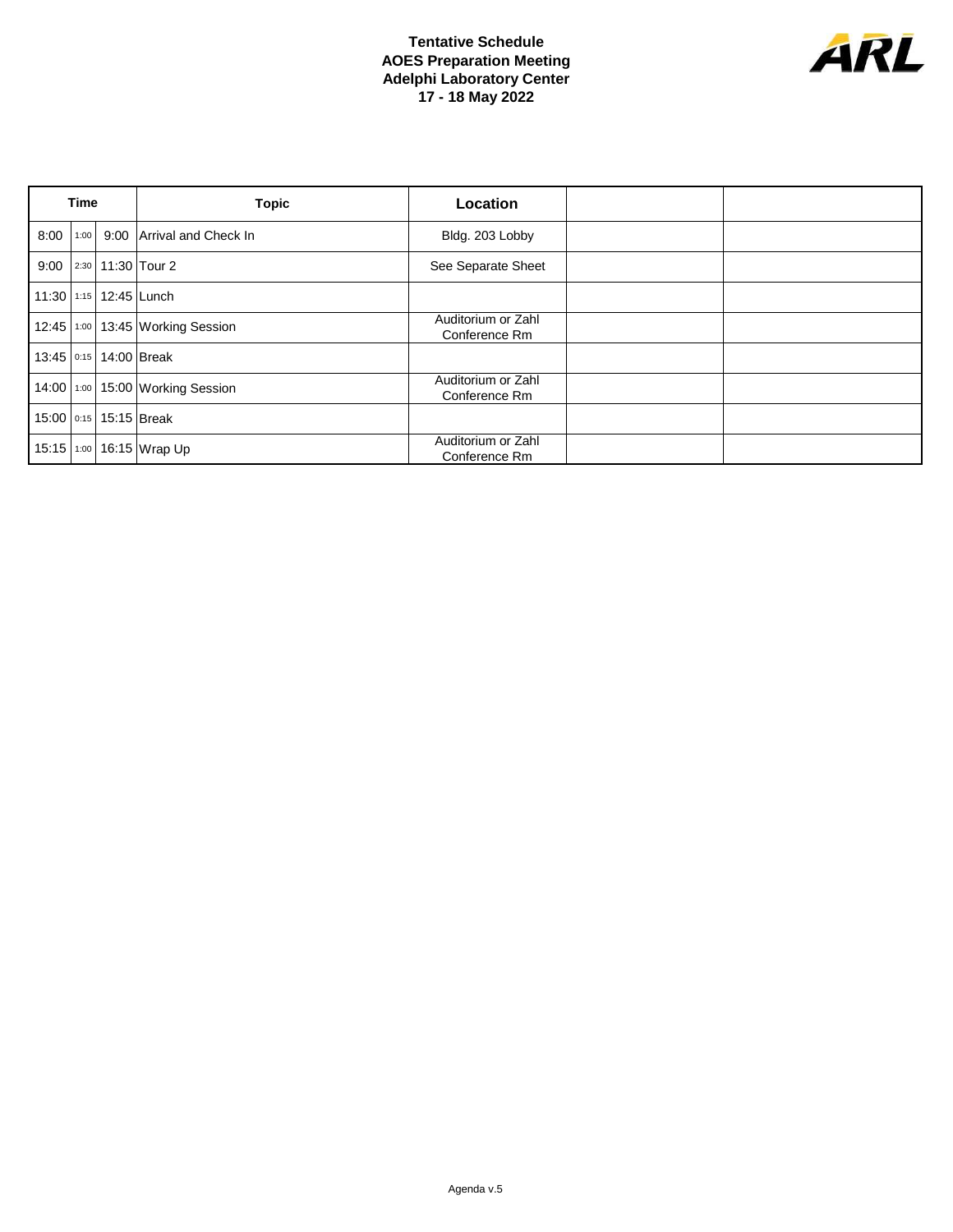**Tentative Schedule**
**AOES Preparation Meeting**
**Adelphi Laboratory Center**
**17 - 18 May 2022**

| Time | | | Topic | Location | | |
|---|---|---|---|---|---|---|
| 8:00 | 1:00 | 9:00 | Arrival and Check In | Bldg. 203 Lobby | | |
| 9:00 | 2:30 | 11:30 | Tour 2 | See Separate Sheet | | |
| 11:30 | 1:15 | 12:45 | Lunch | | | |
| 12:45 | 1:00 | 13:45 | Working Session | Auditorium or Zahl Conference Rm | | |
| 13:45 | 0:15 | 14:00 | Break | | | |
| 14:00 | 1:00 | 15:00 | Working Session | Auditorium or Zahl Conference Rm | | |
| 15:00 | 0:15 | 15:15 | Break | | | |
| 15:15 | 1:00 | 16:15 | Wrap Up | Auditorium or Zahl Conference Rm | | |

Agenda v.5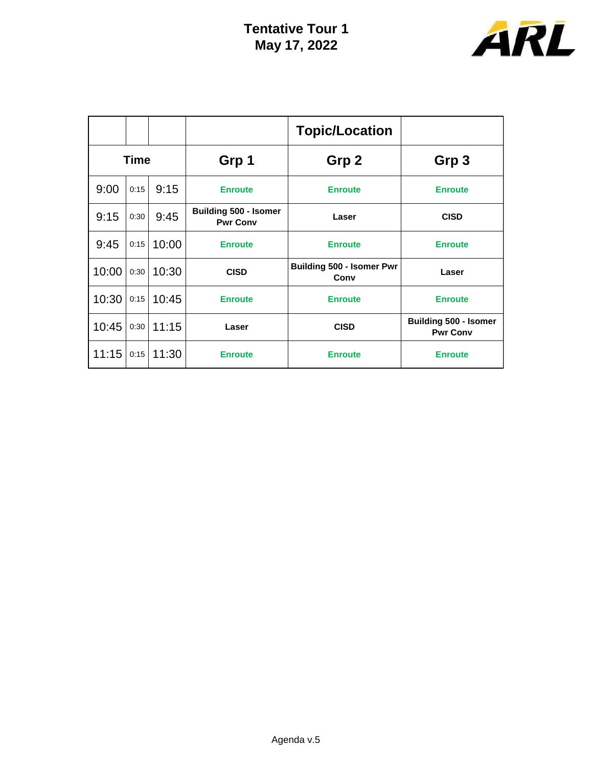# Tentative Tour 1
## May 17, 2022

ARL

| | | | | Topic/Location | |
|---|---|---|---|---|---|
| Time | | | Grp 1 | Grp 2 | Grp 3 |
| 9:00 | 0:15 | 9:15 | Enroute | Enroute | Enroute |
| 9:15 | 0:30 | 9:45 | Building 500 - Isomer Pwr Conv | Laser | CISD |
| 9:45 | 0:15 | 10:00 | Enroute | Enroute | Enroute |
| 10:00 | 0:30 | 10:30 | CISD | Building 500 - Isomer Pwr Conv | Laser |
| 10:30 | 0:15 | 10:45 | Enroute | Enroute | Enroute |
| 10:45 | 0:30 | 11:15 | Laser | CISD | Building 500 - Isomer Pwr Conv |
| 11:15 | 0:15 | 11:30 | Enroute | Enroute | Enroute |

Agenda v.5